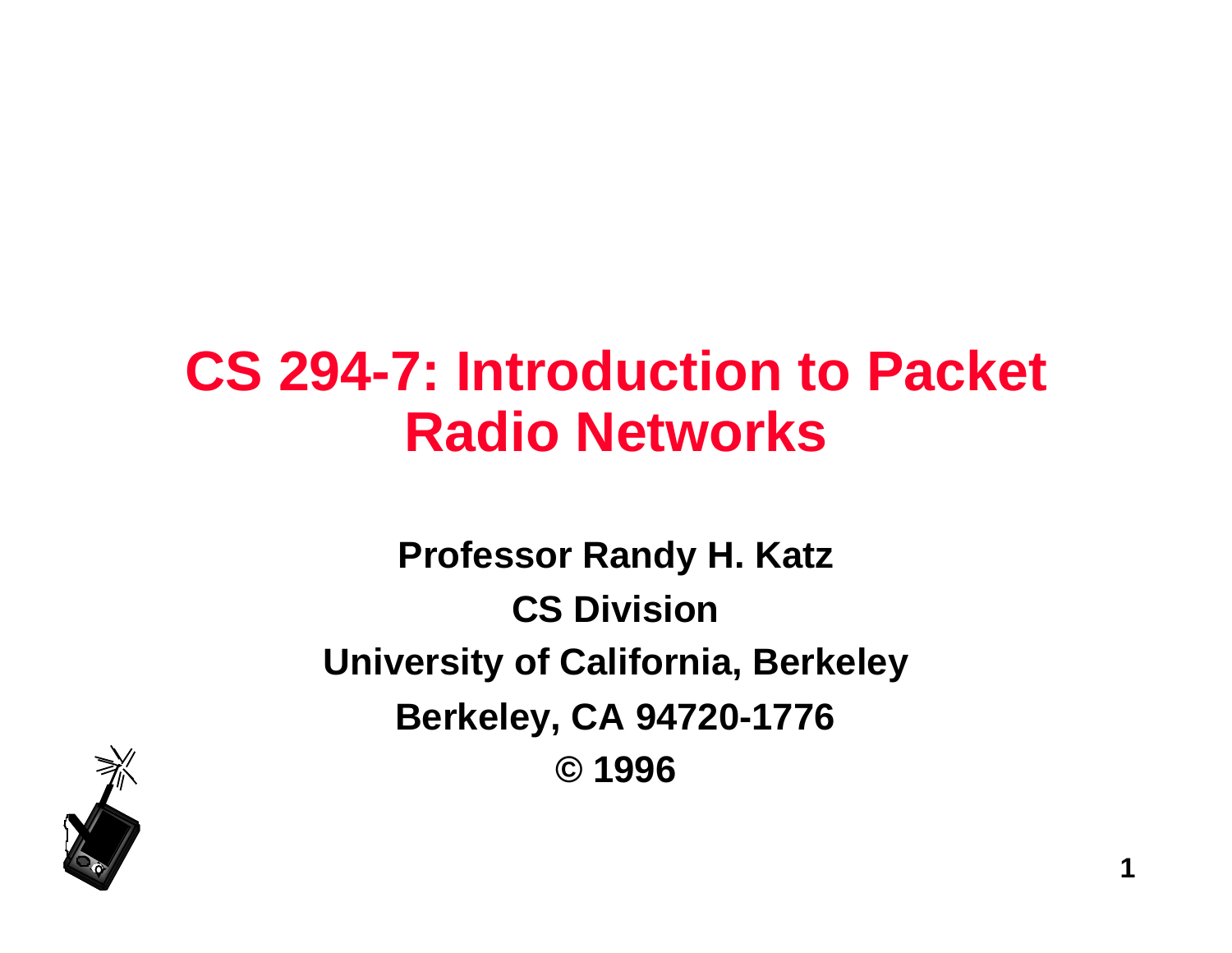# CS 294-7: Introduction to Packet Radio Networks

**Professor Randy H. Katz**

**CS Division**

**University of California, Berkeley**

**Berkeley, CA 94720-1776**

**© 1996**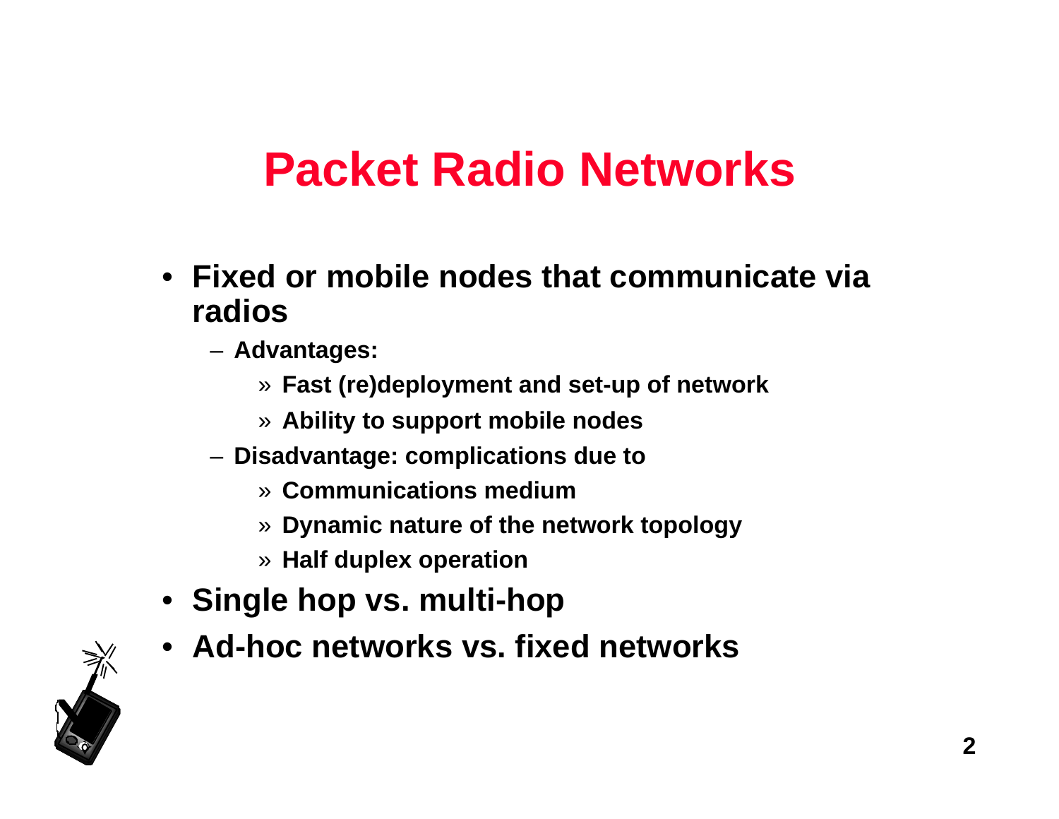# Packet Radio Networks

- **Fixed or mobile nodes that communicate via radios**
  - **Advantages:**
    - » **Fast (re)deployment and set-up of network**
    - » **Ability to support mobile nodes**
  - **Disadvantage: complications due to**
    - » **Communications medium**
    - » **Dynamic nature of the network topology**
    - » **Half duplex operation**
- **Single hop vs. multi-hop**
- **Ad-hoc networks vs. fixed networks**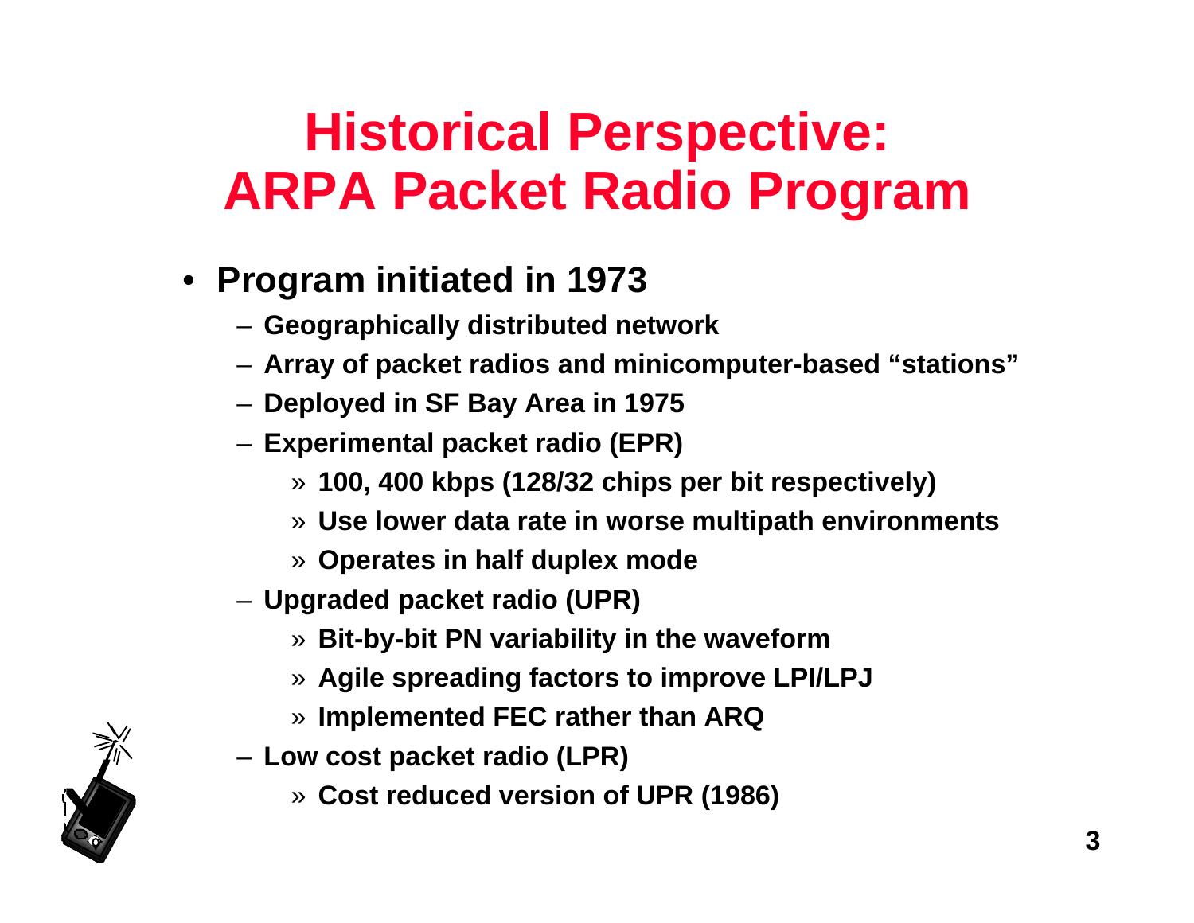# Historical Perspective: ARPA Packet Radio Program

- **Program initiated in 1973**
  - **Geographically distributed network**
  - **Array of packet radios and minicomputer-based "stations"**
  - **Deployed in SF Bay Area in 1975**
  - **Experimental packet radio (EPR)**
    - **100, 400 kbps (128/32 chips per bit respectively)**
    - **Use lower data rate in worse multipath environments**
    - **Operates in half duplex mode**
  - **Upgraded packet radio (UPR)**
    - **Bit-by-bit PN variability in the waveform**
    - **Agile spreading factors to improve LPI/LPJ**
    - **Implemented FEC rather than ARQ**
  - **Low cost packet radio (LPR)**
    - **Cost reduced version of UPR (1986)**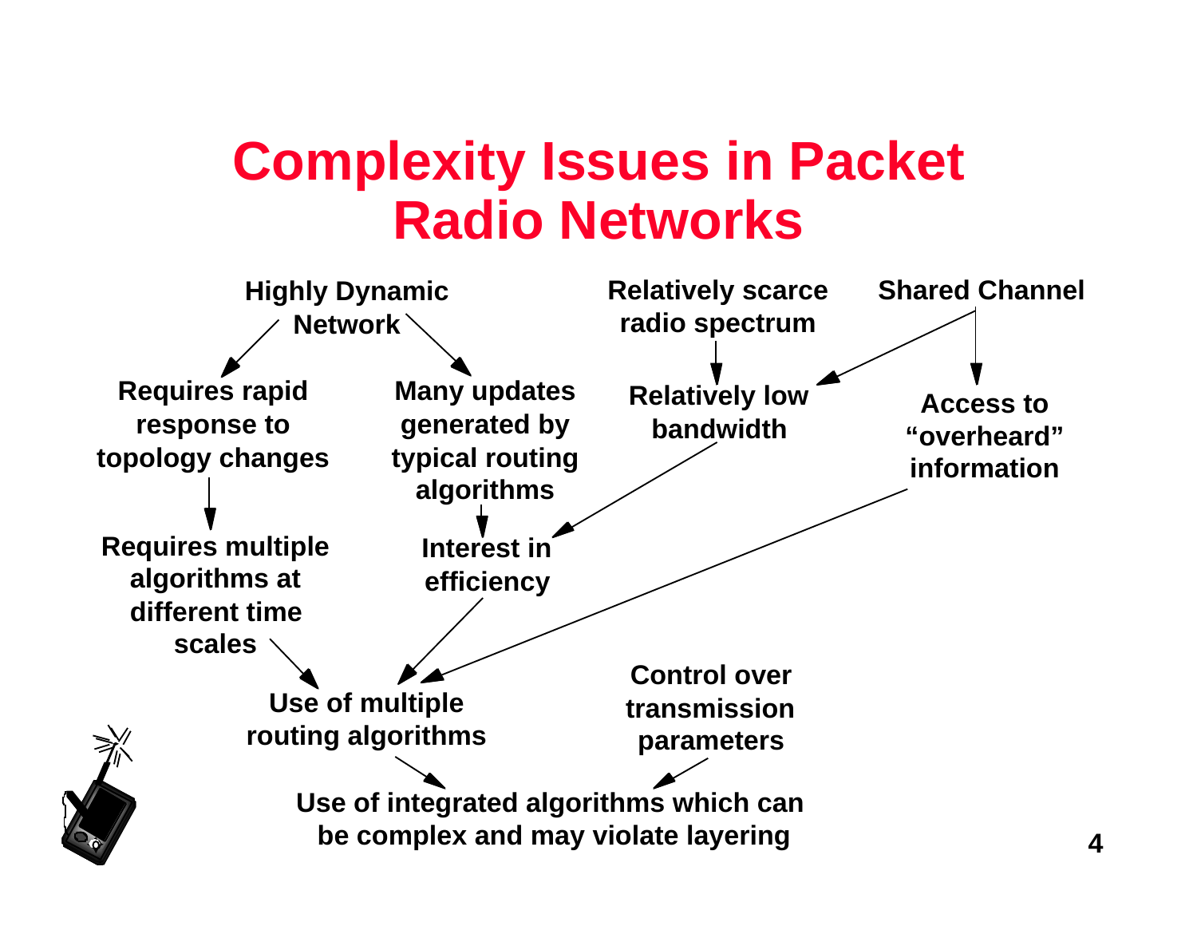# Complexity Issues in Packet Radio Networks

- Highly Dynamic Network
  - → Requires rapid response to topology changes
    - → Requires multiple algorithms at different time scales
  - → Many updates generated by typical routing algorithms
    - → Interest in efficiency
- Relatively scarce radio spectrum
  - → Relatively low bandwidth
    - → Interest in efficiency
- Shared Channel
  - → Relatively low bandwidth
  - → Access to "overheard" information

Requires multiple algorithms at different time scales → Use of multiple routing algorithms

Interest in efficiency → Use of multiple routing algorithms

Access to "overheard" information → Use of multiple routing algorithms

Use of multiple routing algorithms → Use of integrated algorithms which can be complex and may violate layering

Control over transmission parameters → Use of integrated algorithms which can be complex and may violate layering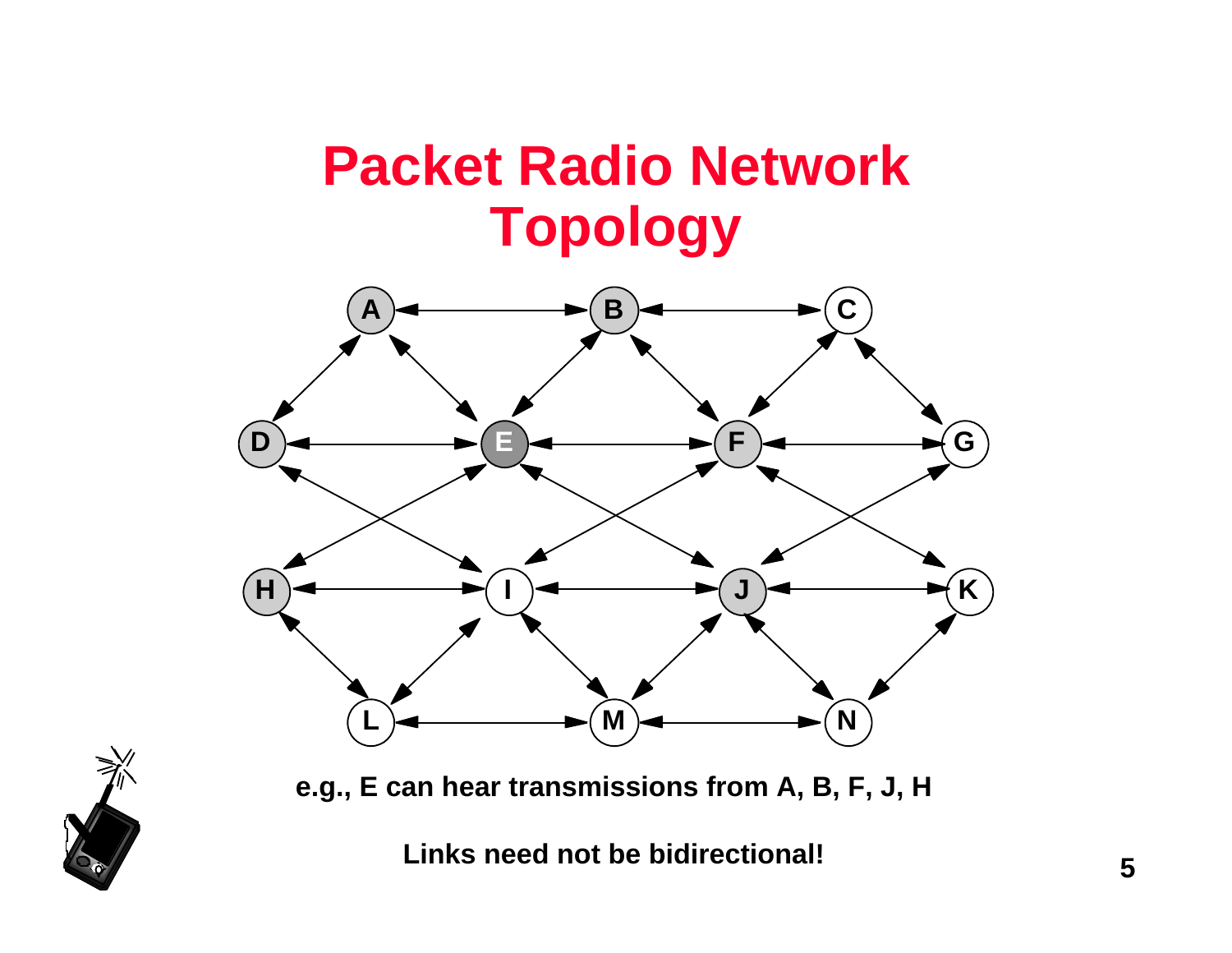# Packet Radio Network Topology

e.g., E can hear transmissions from A, B, F, J, H

**Links need not be bidirectional!**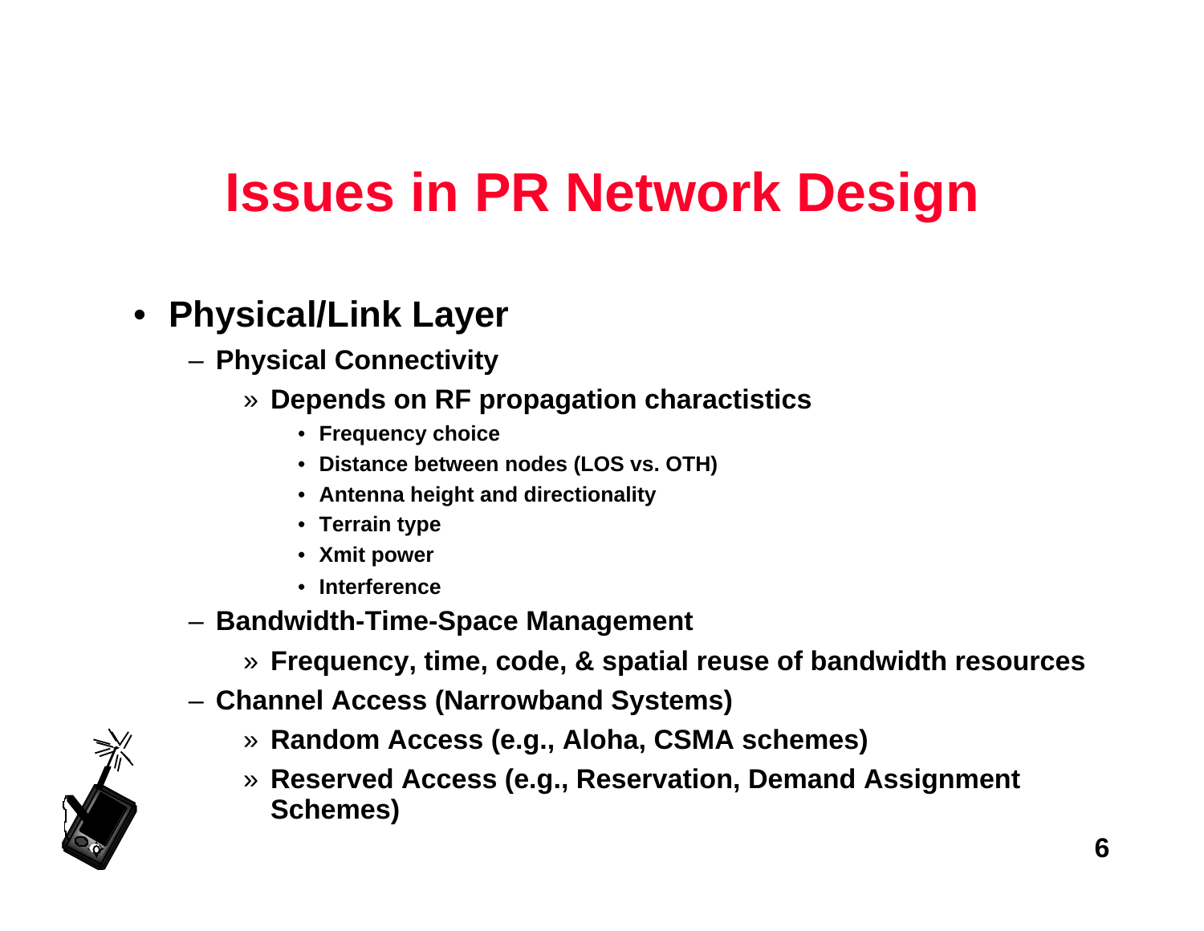# Issues in PR Network Design

- **Physical/Link Layer**
  - **Physical Connectivity**
    - » **Depends on RF propagation charactistics**
      - **Frequency choice**
      - **Distance between nodes (LOS vs. OTH)**
      - **Antenna height and directionality**
      - **Terrain type**
      - **Xmit power**
      - **Interference**
  - **Bandwidth-Time-Space Management**
    - » **Frequency, time, code, & spatial reuse of bandwidth resources**
  - **Channel Access (Narrowband Systems)**
    - » **Random Access (e.g., Aloha, CSMA schemes)**
    - » **Reserved Access (e.g., Reservation, Demand Assignment Schemes)**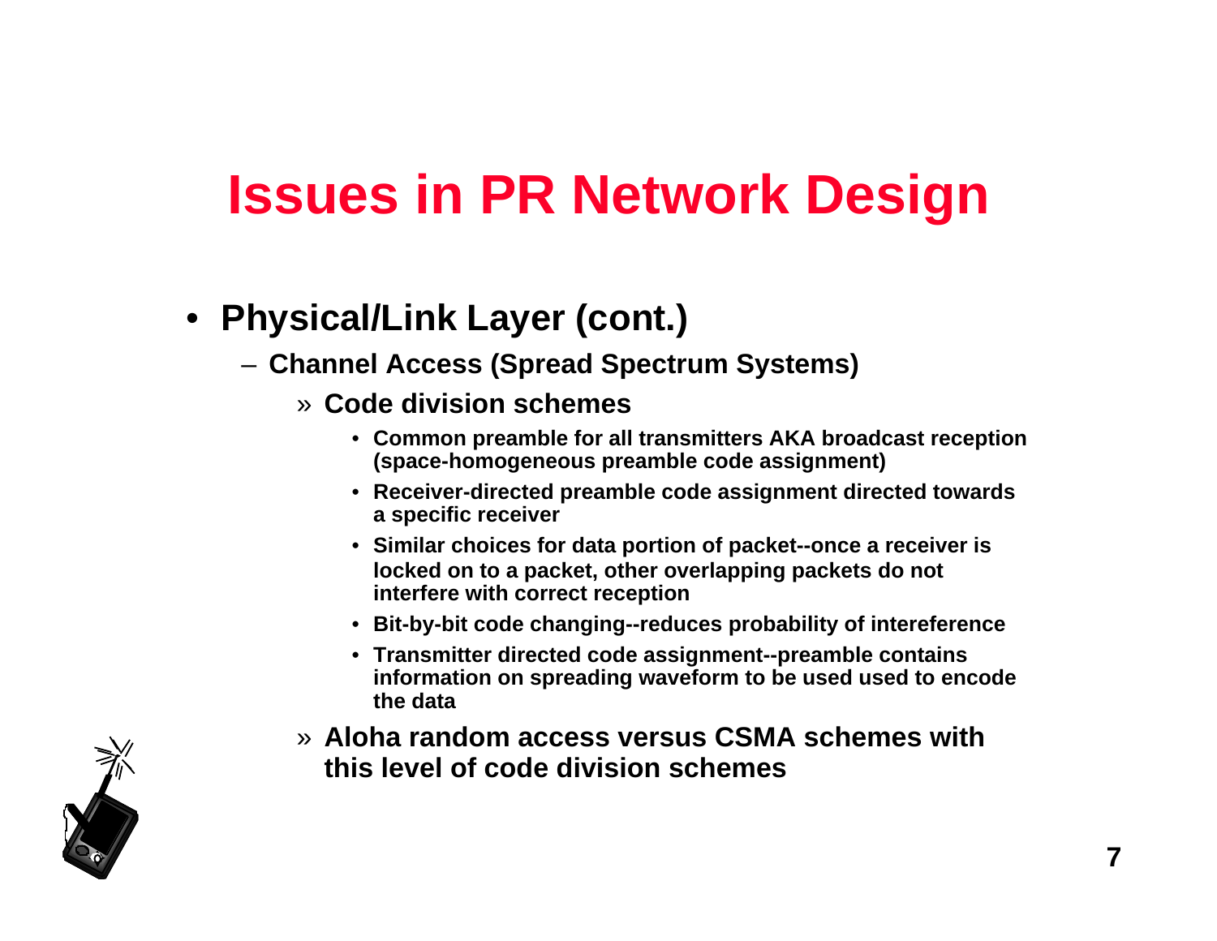# Issues in PR Network Design

- **Physical/Link Layer (cont.)**
  - **Channel Access (Spread Spectrum Systems)**
    - **Code division schemes**
      - **Common preamble for all transmitters AKA broadcast reception (space-homogeneous preamble code assignment)**
      - **Receiver-directed preamble code assignment directed towards a specific receiver**
      - **Similar choices for data portion of packet--once a receiver is locked on to a packet, other overlapping packets do not interfere with correct reception**
      - **Bit-by-bit code changing--reduces probability of intereference**
      - **Transmitter directed code assignment--preamble contains information on spreading waveform to be used used to encode the data**
    - **Aloha random access versus CSMA schemes with this level of code division schemes**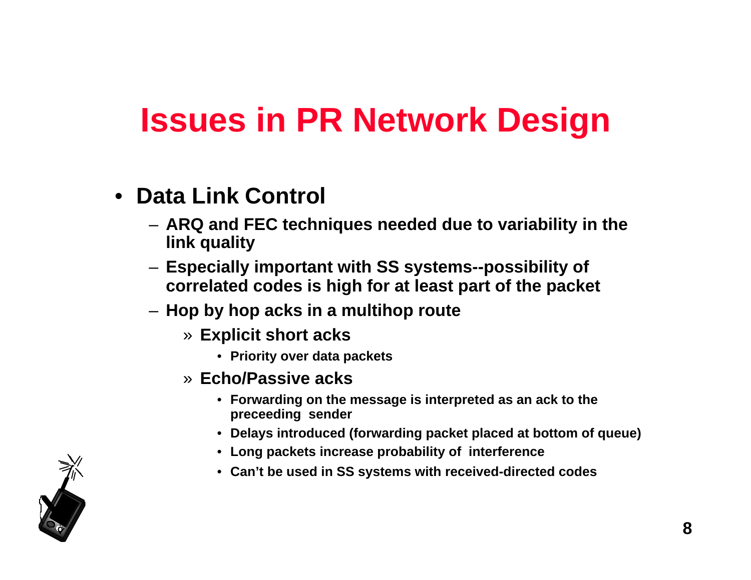# Issues in PR Network Design

- **Data Link Control**
  - **ARQ and FEC techniques needed due to variability in the link quality**
  - **Especially important with SS systems--possibility of correlated codes is high for at least part of the packet**
  - **Hop by hop acks in a multihop route**
    - » **Explicit short acks**
      - **Priority over data packets**
    - » **Echo/Passive acks**
      - **Forwarding on the message is interpreted as an ack to the preceeding sender**
      - **Delays introduced (forwarding packet placed at bottom of queue)**
      - **Long packets increase probability of interference**
      - **Can't be used in SS systems with received-directed codes**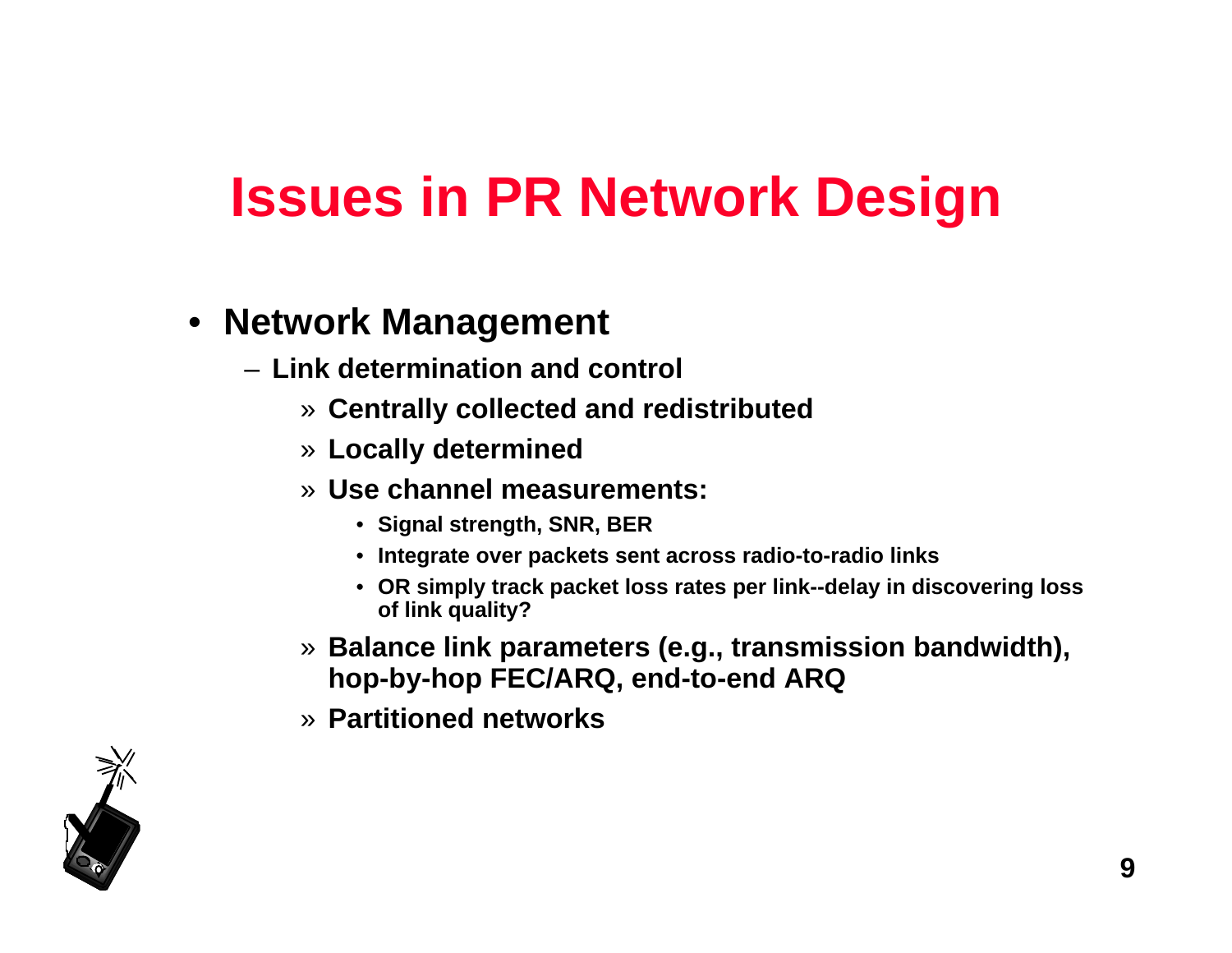# Issues in PR Network Design

- **Network Management**
  - **Link determination and control**
    - » **Centrally collected and redistributed**
    - » **Locally determined**
    - » **Use channel measurements:**
      - **Signal strength, SNR, BER**
      - **Integrate over packets sent across radio-to-radio links**
      - **OR simply track packet loss rates per link--delay in discovering loss of link quality?**
    - » **Balance link parameters (e.g., transmission bandwidth), hop-by-hop FEC/ARQ, end-to-end ARQ**
    - » **Partitioned networks**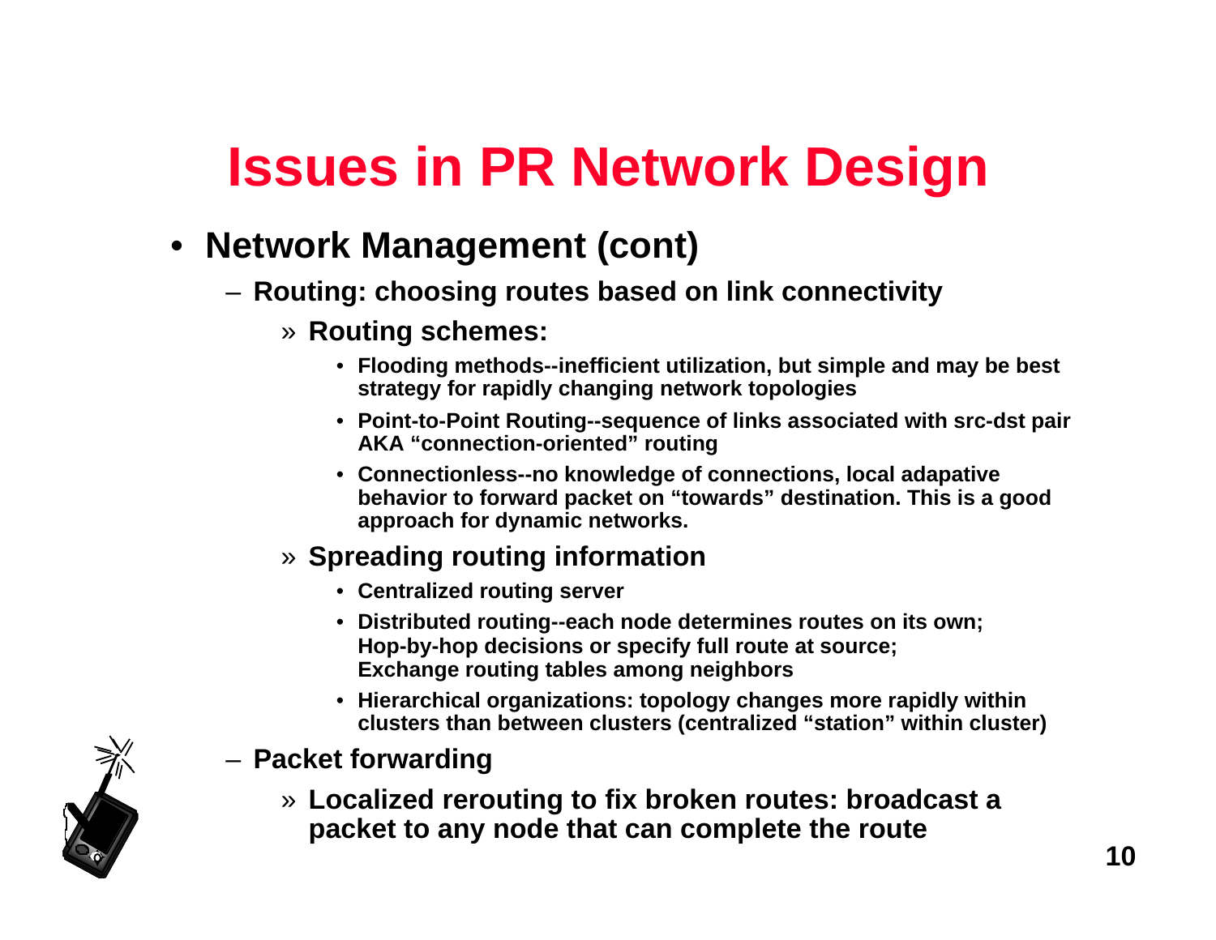# Issues in PR Network Design

- **Network Management (cont)**
  - **Routing: choosing routes based on link connectivity**
    - **Routing schemes:**
      - **Flooding methods--inefficient utilization, but simple and may be best strategy for rapidly changing network topologies**
      - **Point-to-Point Routing--sequence of links associated with src-dst pair AKA "connection-oriented" routing**
      - **Connectionless--no knowledge of connections, local adapative behavior to forward packet on "towards" destination. This is a good approach for dynamic networks.**
    - **Spreading routing information**
      - **Centralized routing server**
      - **Distributed routing--each node determines routes on its own; Hop-by-hop decisions or specify full route at source; Exchange routing tables among neighbors**
      - **Hierarchical organizations: topology changes more rapidly within clusters than between clusters (centralized "station" within cluster)**
  - **Packet forwarding**
    - **Localized rerouting to fix broken routes: broadcast a packet to any node that can complete the route**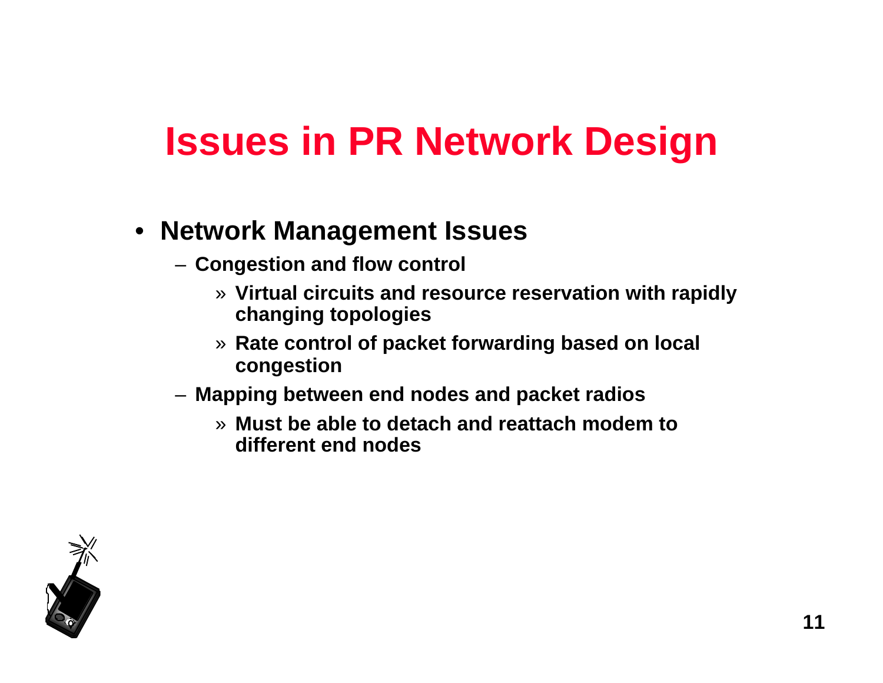# Issues in PR Network Design

- **Network Management Issues**
  - **Congestion and flow control**
    - » **Virtual circuits and resource reservation with rapidly changing topologies**
    - » **Rate control of packet forwarding based on local congestion**
  - **Mapping between end nodes and packet radios**
    - » **Must be able to detach and reattach modem to different end nodes**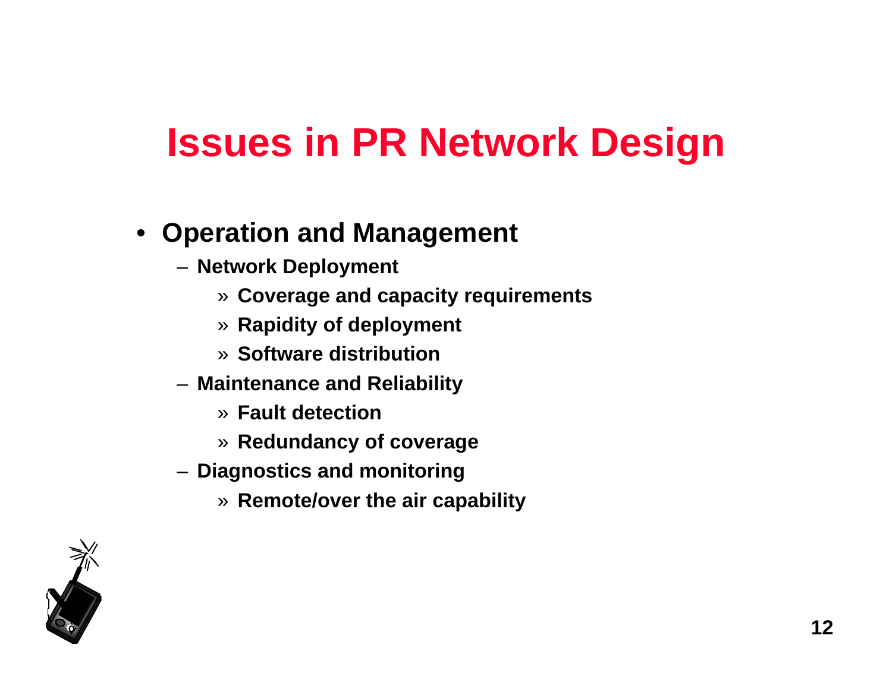# Issues in PR Network Design

- **Operation and Management**
  - **Network Deployment**
    - **Coverage and capacity requirements**
    - **Rapidity of deployment**
    - **Software distribution**
  - **Maintenance and Reliability**
    - **Fault detection**
    - **Redundancy of coverage**
  - **Diagnostics and monitoring**
    - **Remote/over the air capability**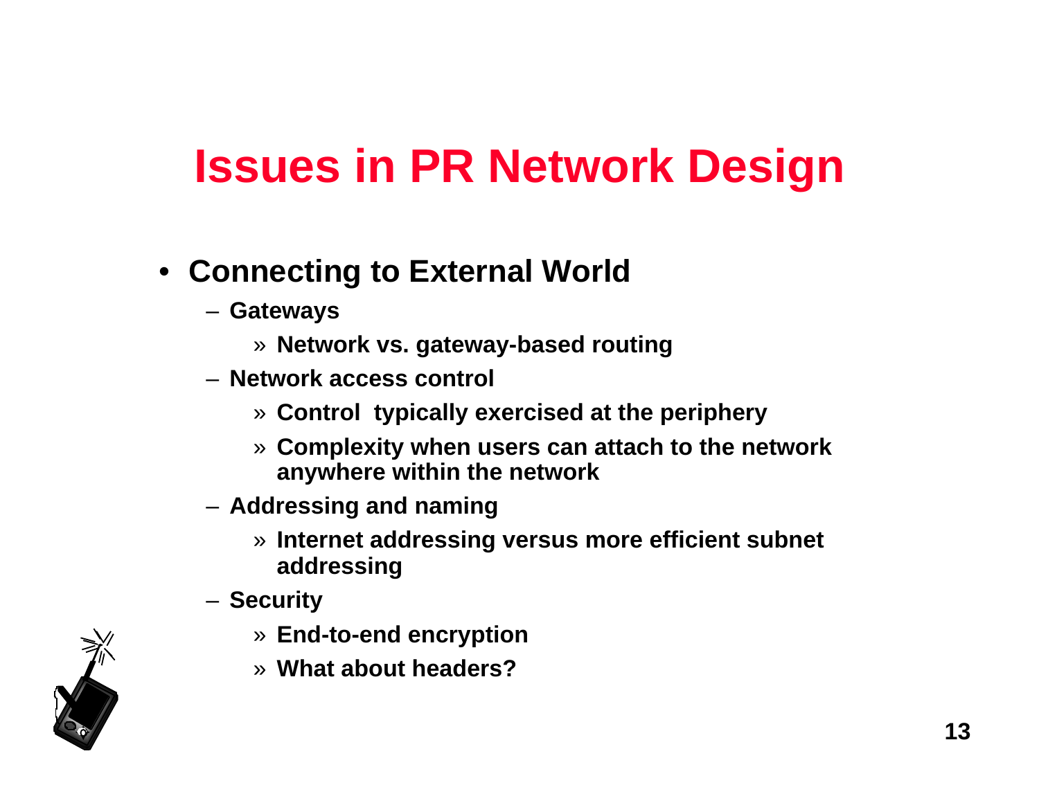# Issues in PR Network Design

- **Connecting to External World**
  - **Gateways**
    - **Network vs. gateway-based routing**
  - **Network access control**
    - **Control typically exercised at the periphery**
    - **Complexity when users can attach to the network anywhere within the network**
  - **Addressing and naming**
    - **Internet addressing versus more efficient subnet addressing**
  - **Security**
    - **End-to-end encryption**
    - **What about headers?**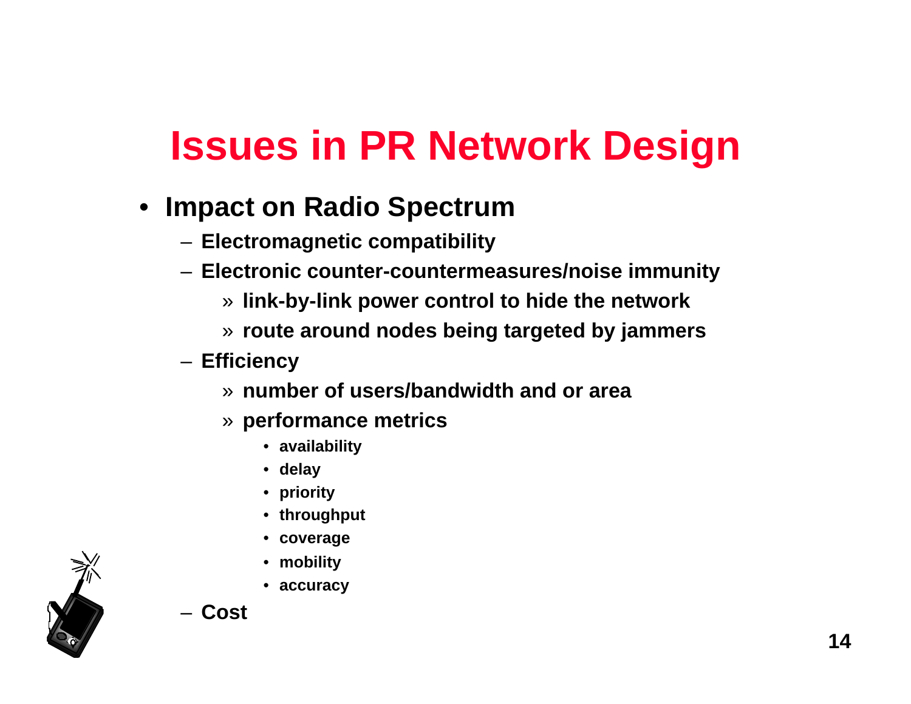# Issues in PR Network Design

- **Impact on Radio Spectrum**
  - **Electromagnetic compatibility**
  - **Electronic counter-countermeasures/noise immunity**
    - » **link-by-link power control to hide the network**
    - » **route around nodes being targeted by jammers**
  - **Efficiency**
    - » **number of users/bandwidth and or area**
    - » **performance metrics**
      - **availability**
      - **delay**
      - **priority**
      - **throughput**
      - **coverage**
      - **mobility**
      - **accuracy**
  - **Cost**